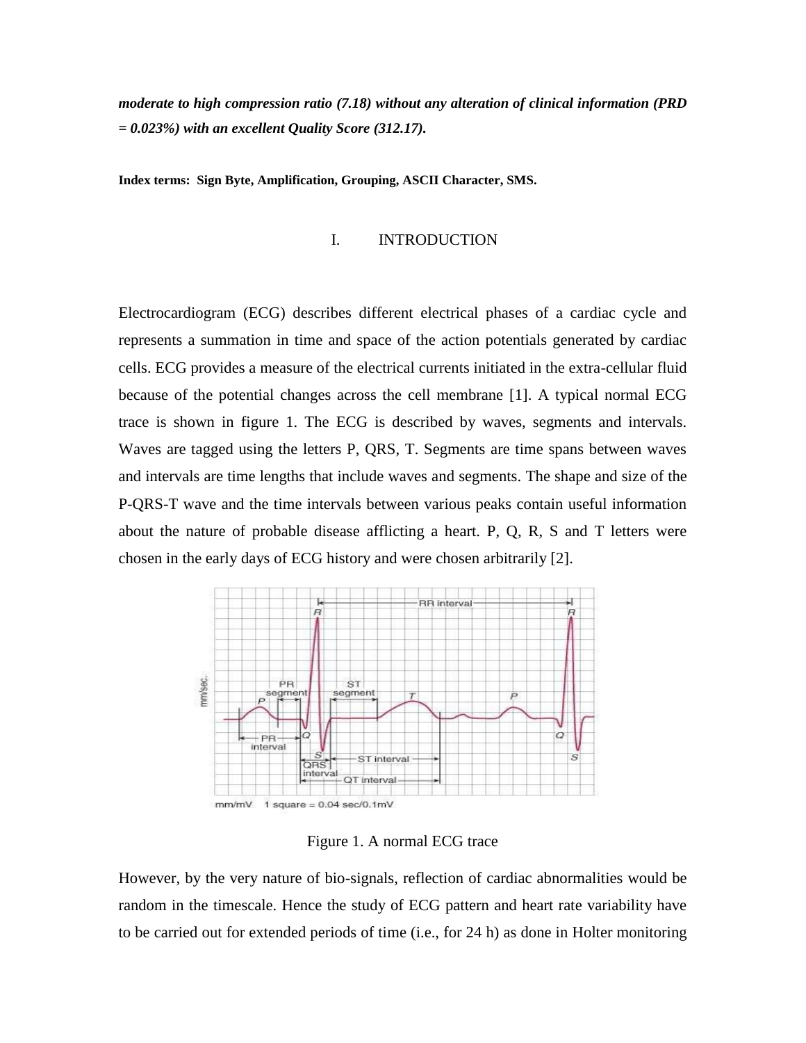***moderate to high compression ratio (7.18) without any alteration of clinical information (PRD = 0.023%) with an excellent Quality Score (312.17).***

**Index terms: Sign Byte, Amplification, Grouping, ASCII Character, SMS.**

# I. INTRODUCTION

Electrocardiogram (ECG) describes different electrical phases of a cardiac cycle and represents a summation in time and space of the action potentials generated by cardiac cells. ECG provides a measure of the electrical currents initiated in the extra-cellular fluid because of the potential changes across the cell membrane [1]. A typical normal ECG trace is shown in figure 1. The ECG is described by waves, segments and intervals. Waves are tagged using the letters P, QRS, T. Segments are time spans between waves and intervals are time lengths that include waves and segments. The shape and size of the P-QRS-T wave and the time intervals between various peaks contain useful information about the nature of probable disease afflicting a heart. P, Q, R, S and T letters were chosen in the early days of ECG history and were chosen arbitrarily [2].

Figure 1. A normal ECG trace

However, by the very nature of bio-signals, reflection of cardiac abnormalities would be random in the timescale. Hence the study of ECG pattern and heart rate variability have to be carried out for extended periods of time (i.e., for 24 h) as done in Holter monitoring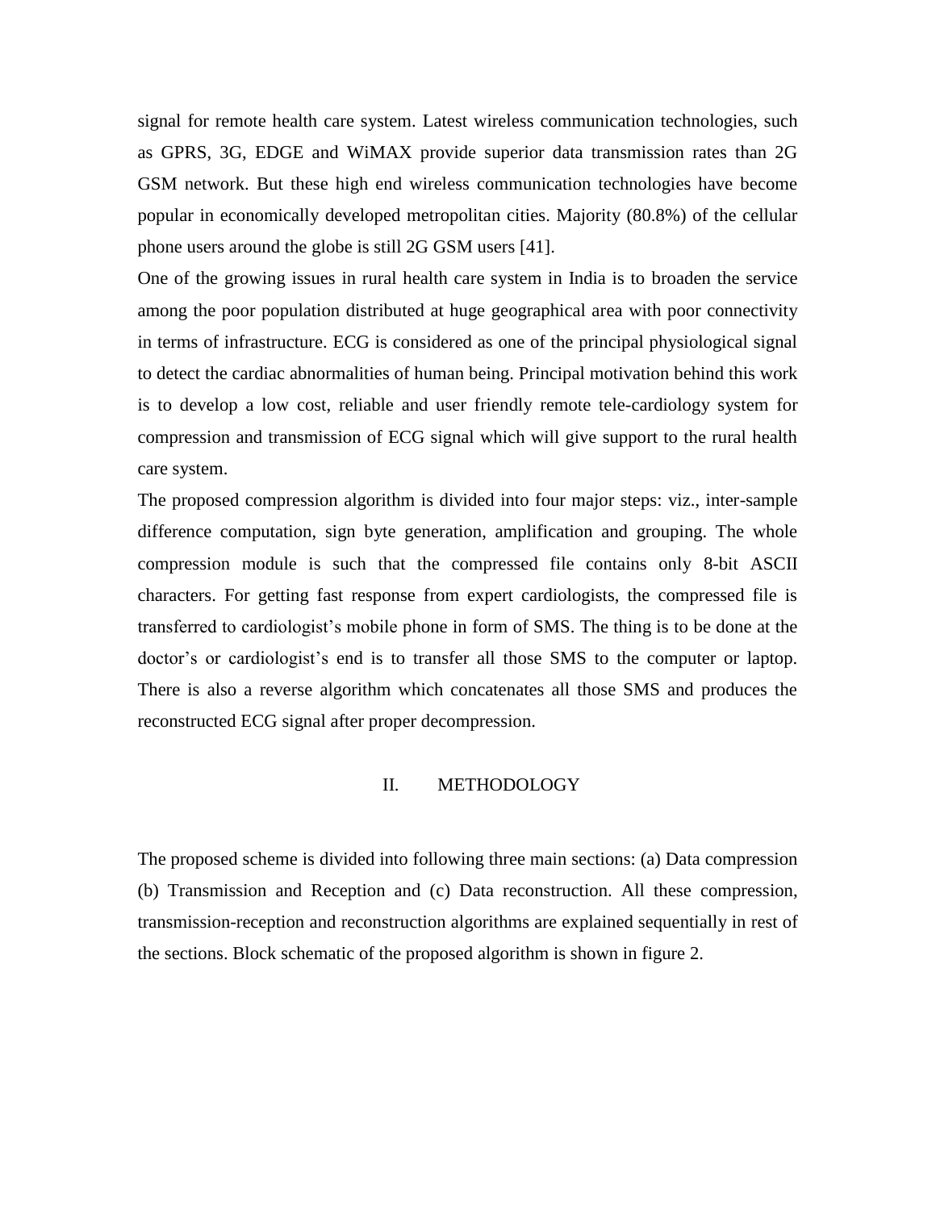signal for remote health care system. Latest wireless communication technologies, such as GPRS, 3G, EDGE and WiMAX provide superior data transmission rates than 2G GSM network. But these high end wireless communication technologies have become popular in economically developed metropolitan cities. Majority (80.8%) of the cellular phone users around the globe is still 2G GSM users [41].

One of the growing issues in rural health care system in India is to broaden the service among the poor population distributed at huge geographical area with poor connectivity in terms of infrastructure. ECG is considered as one of the principal physiological signal to detect the cardiac abnormalities of human being. Principal motivation behind this work is to develop a low cost, reliable and user friendly remote tele-cardiology system for compression and transmission of ECG signal which will give support to the rural health care system.

The proposed compression algorithm is divided into four major steps: viz., inter-sample difference computation, sign byte generation, amplification and grouping. The whole compression module is such that the compressed file contains only 8-bit ASCII characters. For getting fast response from expert cardiologists, the compressed file is transferred to cardiologist's mobile phone in form of SMS. The thing is to be done at the doctor's or cardiologist's end is to transfer all those SMS to the computer or laptop. There is also a reverse algorithm which concatenates all those SMS and produces the reconstructed ECG signal after proper decompression.

## II. METHODOLOGY

The proposed scheme is divided into following three main sections: (a) Data compression (b) Transmission and Reception and (c) Data reconstruction. All these compression, transmission-reception and reconstruction algorithms are explained sequentially in rest of the sections. Block schematic of the proposed algorithm is shown in figure 2.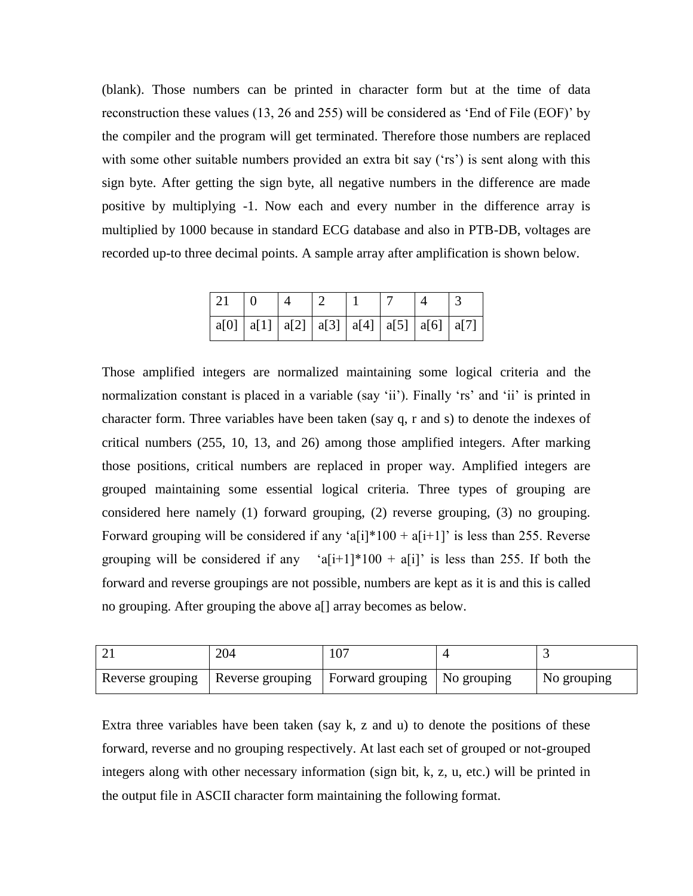(blank). Those numbers can be printed in character form but at the time of data reconstruction these values (13, 26 and 255) will be considered as 'End of File (EOF)' by the compiler and the program will get terminated. Therefore those numbers are replaced with some other suitable numbers provided an extra bit say ('rs') is sent along with this sign byte. After getting the sign byte, all negative numbers in the difference are made positive by multiplying -1. Now each and every number in the difference array is multiplied by 1000 because in standard ECG database and also in PTB-DB, voltages are recorded up-to three decimal points. A sample array after amplification is shown below.

| 21 | 0 | 4 | 2 | 1 | 7 | 4 | 3 |
|---|---|---|---|---|---|---|---|
| a[0] | a[1] | a[2] | a[3] | a[4] | a[5] | a[6] | a[7] |

Those amplified integers are normalized maintaining some logical criteria and the normalization constant is placed in a variable (say 'ii'). Finally 'rs' and 'ii' is printed in character form. Three variables have been taken (say q, r and s) to denote the indexes of critical numbers (255, 10, 13, and 26) among those amplified integers. After marking those positions, critical numbers are replaced in proper way. Amplified integers are grouped maintaining some essential logical criteria. Three types of grouping are considered here namely (1) forward grouping, (2) reverse grouping, (3) no grouping. Forward grouping will be considered if any 'a[i]*100 + a[i+1]' is less than 255. Reverse grouping will be considered if any 'a[i+1]*100 + a[i]' is less than 255. If both the forward and reverse groupings are not possible, numbers are kept as it is and this is called no grouping. After grouping the above a[] array becomes as below.

| 21 | 204 | 107 | 4 | 3 |
|---|---|---|---|---|
| Reverse grouping | Reverse grouping | Forward grouping | No grouping | No grouping |

Extra three variables have been taken (say k, z and u) to denote the positions of these forward, reverse and no grouping respectively. At last each set of grouped or not-grouped integers along with other necessary information (sign bit, k, z, u, etc.) will be printed in the output file in ASCII character form maintaining the following format.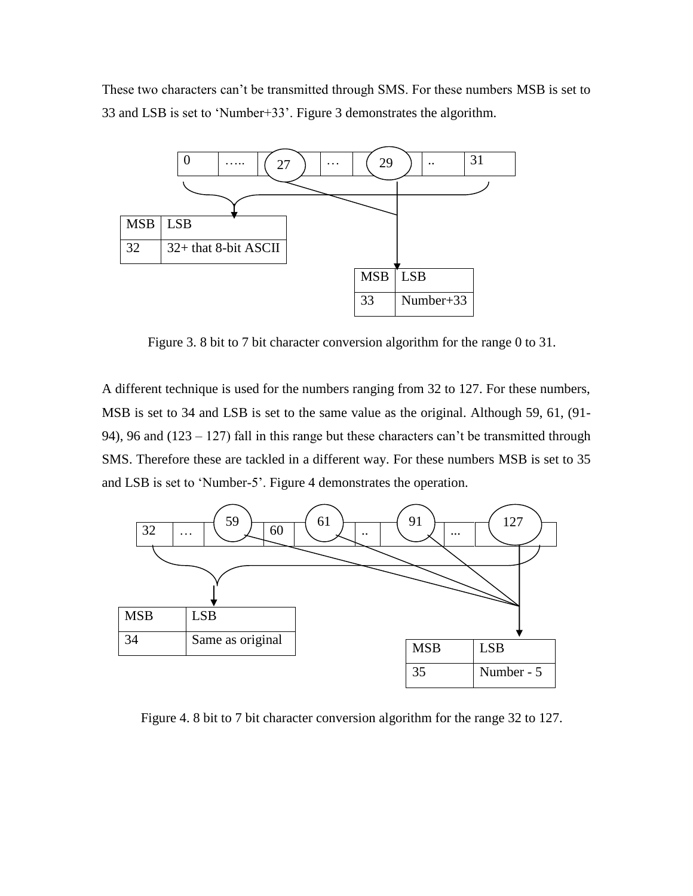These two characters can't be transmitted through SMS. For these numbers MSB is set to 33 and LSB is set to 'Number+33'. Figure 3 demonstrates the algorithm.

| 0 | ….. | 27 | … | 29 | .. | 31 |
|---|---|---|---|---|---|---|

| MSB | LSB |
|---|---|
| 32 | 32+ that 8-bit ASCII |

| MSB | LSB |
|---|---|
| 33 | Number+33 |

Figure 3. 8 bit to 7 bit character conversion algorithm for the range 0 to 31.

A different technique is used for the numbers ranging from 32 to 127. For these numbers, MSB is set to 34 and LSB is set to the same value as the original. Although 59, 61, (91-94), 96 and (123 – 127) fall in this range but these characters can't be transmitted through SMS. Therefore these are tackled in a different way. For these numbers MSB is set to 35 and LSB is set to 'Number-5'. Figure 4 demonstrates the operation.

| 32 | … | 59 | 60 | 61 | .. | 91 | ... | 127 |
|---|---|---|---|---|---|---|---|---|

| MSB | LSB |
|---|---|
| 34 | Same as original |

| MSB | LSB |
|---|---|
| 35 | Number - 5 |

Figure 4. 8 bit to 7 bit character conversion algorithm for the range 32 to 127.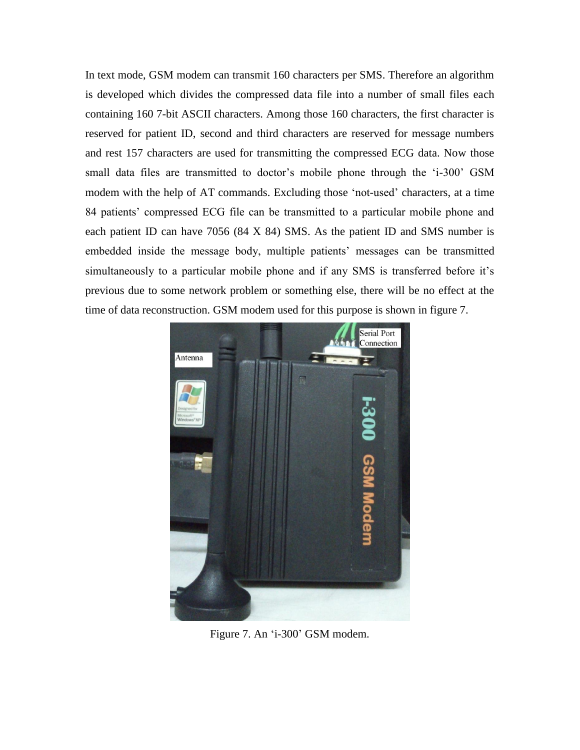In text mode, GSM modem can transmit 160 characters per SMS. Therefore an algorithm is developed which divides the compressed data file into a number of small files each containing 160 7-bit ASCII characters. Among those 160 characters, the first character is reserved for patient ID, second and third characters are reserved for message numbers and rest 157 characters are used for transmitting the compressed ECG data. Now those small data files are transmitted to doctor's mobile phone through the 'i-300' GSM modem with the help of AT commands. Excluding those 'not-used' characters, at a time 84 patients' compressed ECG file can be transmitted to a particular mobile phone and each patient ID can have 7056 (84 X 84) SMS. As the patient ID and SMS number is embedded inside the message body, multiple patients' messages can be transmitted simultaneously to a particular mobile phone and if any SMS is transferred before it's previous due to some network problem or something else, there will be no effect at the time of data reconstruction. GSM modem used for this purpose is shown in figure 7.

Figure 7. An 'i-300' GSM modem.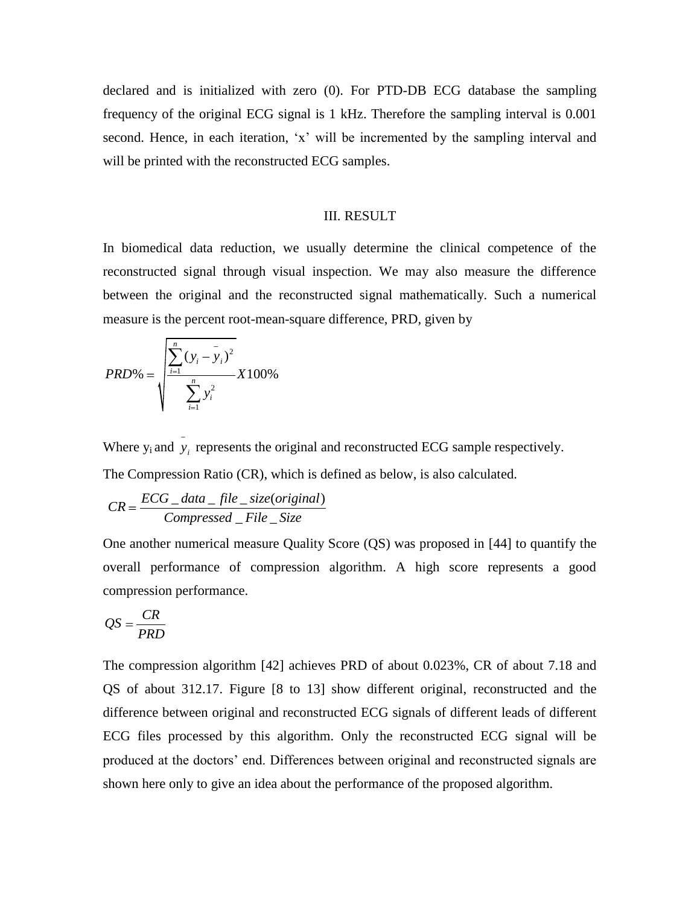declared and is initialized with zero (0). For PTD-DB ECG database the sampling frequency of the original ECG signal is 1 kHz. Therefore the sampling interval is 0.001 second. Hence, in each iteration, 'x' will be incremented by the sampling interval and will be printed with the reconstructed ECG samples.

## III. RESULT

In biomedical data reduction, we usually determine the clinical competence of the reconstructed signal through visual inspection. We may also measure the difference between the original and the reconstructed signal mathematically. Such a numerical measure is the percent root-mean-square difference, PRD, given by

$$PRD\% = \sqrt{\frac{\sum_{i=1}^{n}(y_i - \bar{y}_i)^2}{\sum_{i=1}^{n} y_i^2}} X100\%$$

Where $y_i$ and $\bar{y}_i$ represents the original and reconstructed ECG sample respectively.

The Compression Ratio (CR), which is defined as below, is also calculated.

$$CR = \frac{ECG\_data\_file\_size(original)}{Compressed\_File\_Size}$$

One another numerical measure Quality Score (QS) was proposed in [44] to quantify the overall performance of compression algorithm. A high score represents a good compression performance.

$$QS = \frac{CR}{PRD}$$

The compression algorithm [42] achieves PRD of about 0.023%, CR of about 7.18 and QS of about 312.17. Figure [8 to 13] show different original, reconstructed and the difference between original and reconstructed ECG signals of different leads of different ECG files processed by this algorithm. Only the reconstructed ECG signal will be produced at the doctors' end. Differences between original and reconstructed signals are shown here only to give an idea about the performance of the proposed algorithm.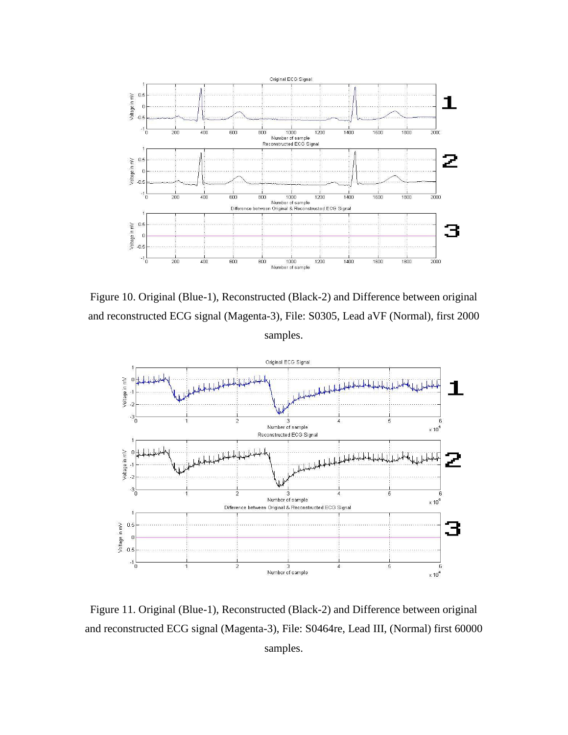Figure 10. Original (Blue-1), Reconstructed (Black-2) and Difference between original and reconstructed ECG signal (Magenta-3), File: S0305, Lead aVF (Normal), first 2000 samples.

Figure 11. Original (Blue-1), Reconstructed (Black-2) and Difference between original and reconstructed ECG signal (Magenta-3), File: S0464re, Lead III, (Normal) first 60000 samples.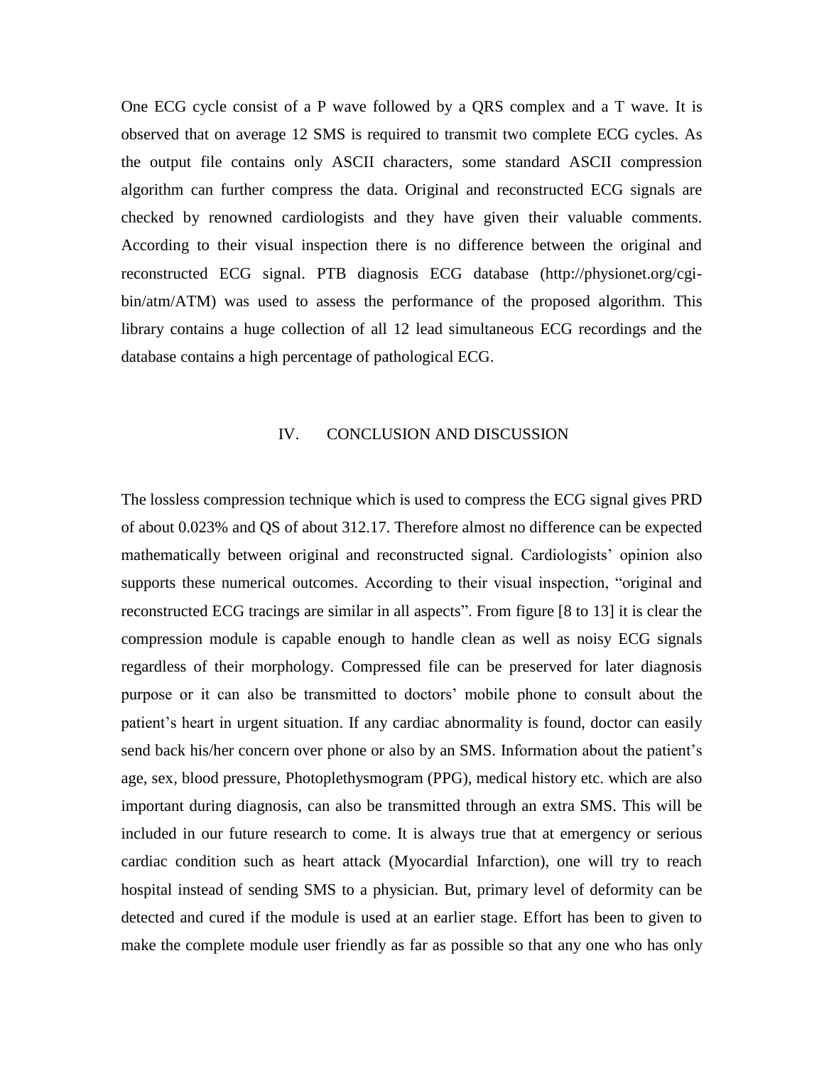One ECG cycle consist of a P wave followed by a QRS complex and a T wave. It is observed that on average 12 SMS is required to transmit two complete ECG cycles. As the output file contains only ASCII characters, some standard ASCII compression algorithm can further compress the data. Original and reconstructed ECG signals are checked by renowned cardiologists and they have given their valuable comments. According to their visual inspection there is no difference between the original and reconstructed ECG signal. PTB diagnosis ECG database (http://physionet.org/cgi-bin/atm/ATM) was used to assess the performance of the proposed algorithm. This library contains a huge collection of all 12 lead simultaneous ECG recordings and the database contains a high percentage of pathological ECG.

## IV. CONCLUSION AND DISCUSSION

The lossless compression technique which is used to compress the ECG signal gives PRD of about 0.023% and QS of about 312.17. Therefore almost no difference can be expected mathematically between original and reconstructed signal. Cardiologists' opinion also supports these numerical outcomes. According to their visual inspection, "original and reconstructed ECG tracings are similar in all aspects". From figure [8 to 13] it is clear the compression module is capable enough to handle clean as well as noisy ECG signals regardless of their morphology. Compressed file can be preserved for later diagnosis purpose or it can also be transmitted to doctors' mobile phone to consult about the patient's heart in urgent situation. If any cardiac abnormality is found, doctor can easily send back his/her concern over phone or also by an SMS. Information about the patient's age, sex, blood pressure, Photoplethysmogram (PPG), medical history etc. which are also important during diagnosis, can also be transmitted through an extra SMS. This will be included in our future research to come. It is always true that at emergency or serious cardiac condition such as heart attack (Myocardial Infarction), one will try to reach hospital instead of sending SMS to a physician. But, primary level of deformity can be detected and cured if the module is used at an earlier stage. Effort has been to given to make the complete module user friendly as far as possible so that any one who has only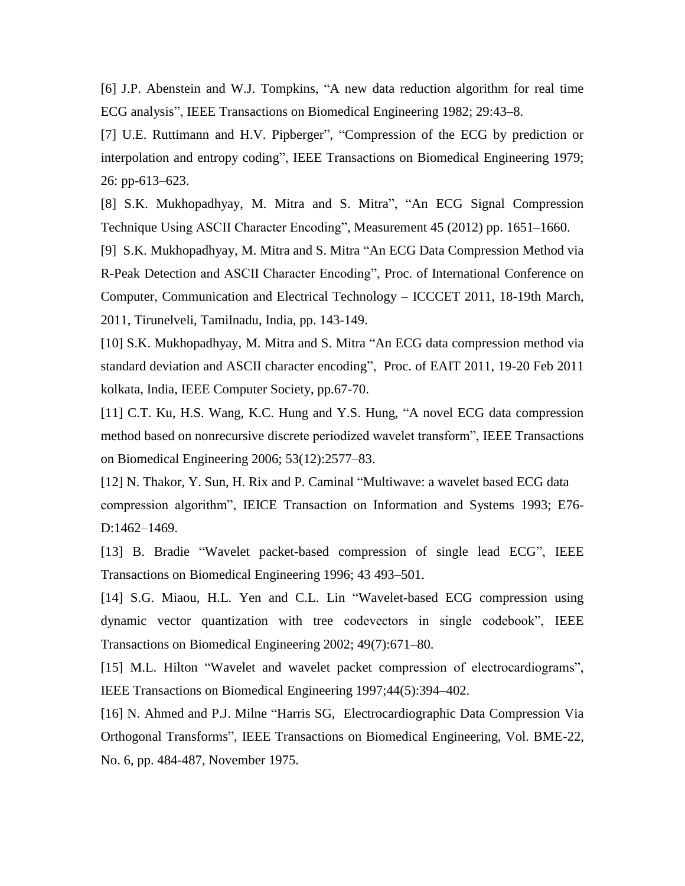[6] J.P. Abenstein and W.J. Tompkins, “A new data reduction algorithm for real time ECG analysis”, IEEE Transactions on Biomedical Engineering 1982; 29:43–8.

[7] U.E. Ruttimann and H.V. Pipberger”, “Compression of the ECG by prediction or interpolation and entropy coding”, IEEE Transactions on Biomedical Engineering 1979; 26: pp-613–623.

[8] S.K. Mukhopadhyay, M. Mitra and S. Mitra”, “An ECG Signal Compression Technique Using ASCII Character Encoding”, Measurement 45 (2012) pp. 1651–1660.

[9] S.K. Mukhopadhyay, M. Mitra and S. Mitra “An ECG Data Compression Method via R-Peak Detection and ASCII Character Encoding”, Proc. of International Conference on Computer, Communication and Electrical Technology – ICCCET 2011, 18-19th March, 2011, Tirunelveli, Tamilnadu, India, pp. 143-149.

[10] S.K. Mukhopadhyay, M. Mitra and S. Mitra “An ECG data compression method via standard deviation and ASCII character encoding”, Proc. of EAIT 2011, 19-20 Feb 2011 kolkata, India, IEEE Computer Society, pp.67-70.

[11] C.T. Ku, H.S. Wang, K.C. Hung and Y.S. Hung, “A novel ECG data compression method based on nonrecursive discrete periodized wavelet transform”, IEEE Transactions on Biomedical Engineering 2006; 53(12):2577–83.

[12] N. Thakor, Y. Sun, H. Rix and P. Caminal “Multiwave: a wavelet based ECG data compression algorithm”, IEICE Transaction on Information and Systems 1993; E76-D:1462–1469.

[13] B. Bradie “Wavelet packet-based compression of single lead ECG”, IEEE Transactions on Biomedical Engineering 1996; 43 493–501.

[14] S.G. Miaou, H.L. Yen and C.L. Lin “Wavelet-based ECG compression using dynamic vector quantization with tree codevectors in single codebook”, IEEE Transactions on Biomedical Engineering 2002; 49(7):671–80.

[15] M.L. Hilton “Wavelet and wavelet packet compression of electrocardiograms”, IEEE Transactions on Biomedical Engineering 1997;44(5):394–402.

[16] N. Ahmed and P.J. Milne “Harris SG, Electrocardiographic Data Compression Via Orthogonal Transforms”, IEEE Transactions on Biomedical Engineering, Vol. BME-22, No. 6, pp. 484-487, November 1975.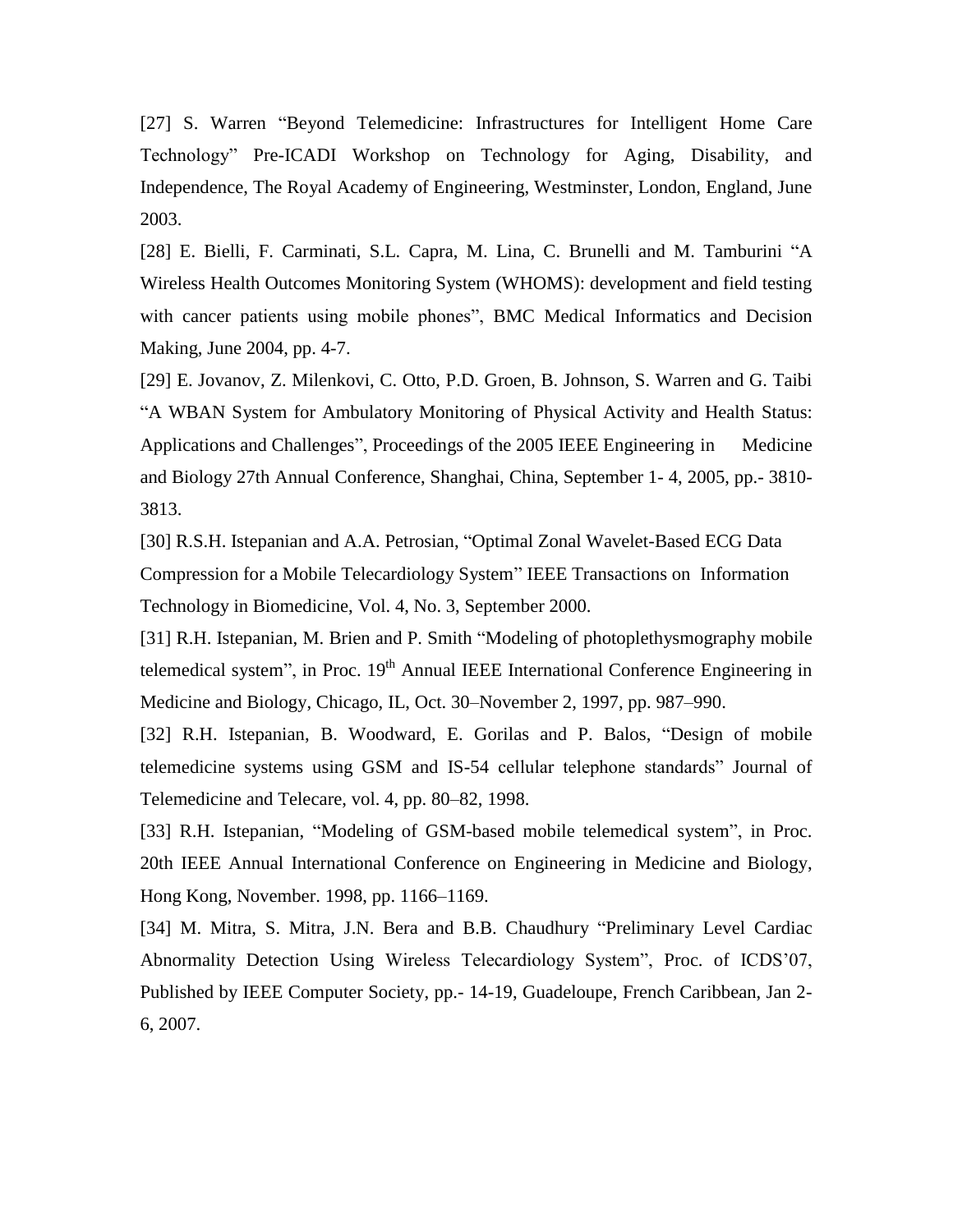[27] S. Warren “Beyond Telemedicine: Infrastructures for Intelligent Home Care Technology” Pre-ICADI Workshop on Technology for Aging, Disability, and Independence, The Royal Academy of Engineering, Westminster, London, England, June 2003.

[28] E. Bielli, F. Carminati, S.L. Capra, M. Lina, C. Brunelli and M. Tamburini “A Wireless Health Outcomes Monitoring System (WHOMS): development and field testing with cancer patients using mobile phones”, BMC Medical Informatics and Decision Making, June 2004, pp. 4-7.

[29] E. Jovanov, Z. Milenkovi, C. Otto, P.D. Groen, B. Johnson, S. Warren and G. Taibi “A WBAN System for Ambulatory Monitoring of Physical Activity and Health Status: Applications and Challenges”, Proceedings of the 2005 IEEE Engineering in Medicine and Biology 27th Annual Conference, Shanghai, China, September 1- 4, 2005, pp.- 3810-3813.

[30] R.S.H. Istepanian and A.A. Petrosian, “Optimal Zonal Wavelet-Based ECG Data Compression for a Mobile Telecardiology System” IEEE Transactions on Information Technology in Biomedicine, Vol. 4, No. 3, September 2000.

[31] R.H. Istepanian, M. Brien and P. Smith “Modeling of photoplethysmography mobile telemedical system”, in Proc. 19th Annual IEEE International Conference Engineering in Medicine and Biology, Chicago, IL, Oct. 30–November 2, 1997, pp. 987–990.

[32] R.H. Istepanian, B. Woodward, E. Gorilas and P. Balos, “Design of mobile telemedicine systems using GSM and IS-54 cellular telephone standards” Journal of Telemedicine and Telecare, vol. 4, pp. 80–82, 1998.

[33] R.H. Istepanian, “Modeling of GSM-based mobile telemedical system”, in Proc. 20th IEEE Annual International Conference on Engineering in Medicine and Biology, Hong Kong, November. 1998, pp. 1166–1169.

[34] M. Mitra, S. Mitra, J.N. Bera and B.B. Chaudhury “Preliminary Level Cardiac Abnormality Detection Using Wireless Telecardiology System”, Proc. of ICDS’07, Published by IEEE Computer Society, pp.- 14-19, Guadeloupe, French Caribbean, Jan 2-6, 2007.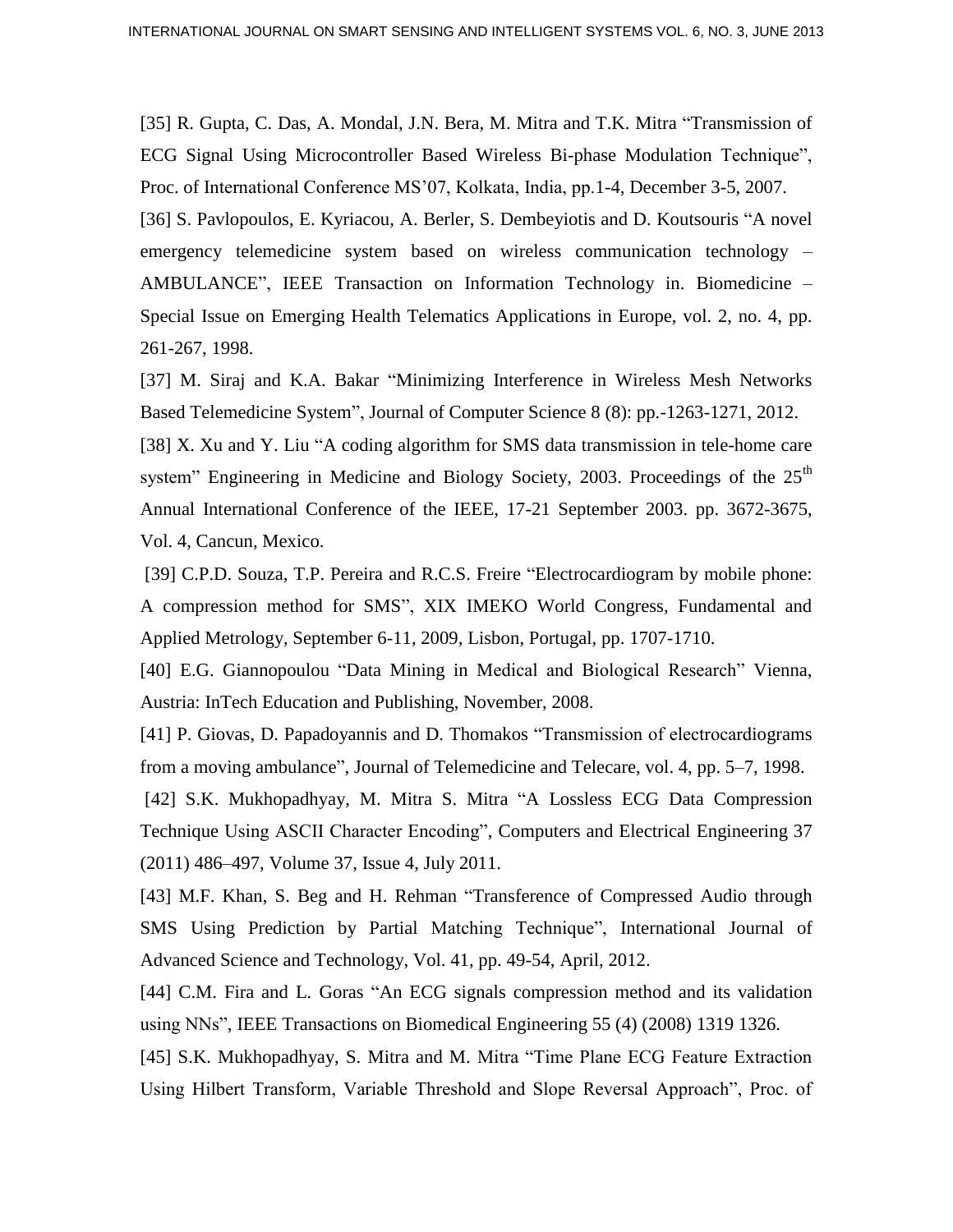[35] R. Gupta, C. Das, A. Mondal, J.N. Bera, M. Mitra and T.K. Mitra "Transmission of ECG Signal Using Microcontroller Based Wireless Bi-phase Modulation Technique", Proc. of International Conference MS'07, Kolkata, India, pp.1-4, December 3-5, 2007.

[36] S. Pavlopoulos, E. Kyriacou, A. Berler, S. Dembeyiotis and D. Koutsouris "A novel emergency telemedicine system based on wireless communication technology – AMBULANCE", IEEE Transaction on Information Technology in. Biomedicine – Special Issue on Emerging Health Telematics Applications in Europe, vol. 2, no. 4, pp. 261-267, 1998.

[37] M. Siraj and K.A. Bakar "Minimizing Interference in Wireless Mesh Networks Based Telemedicine System", Journal of Computer Science 8 (8): pp.-1263-1271, 2012.

[38] X. Xu and Y. Liu "A coding algorithm for SMS data transmission in tele-home care system" Engineering in Medicine and Biology Society, 2003. Proceedings of the 25th Annual International Conference of the IEEE, 17-21 September 2003. pp. 3672-3675, Vol. 4, Cancun, Mexico.

[39] C.P.D. Souza, T.P. Pereira and R.C.S. Freire "Electrocardiogram by mobile phone: A compression method for SMS", XIX IMEKO World Congress, Fundamental and Applied Metrology, September 6-11, 2009, Lisbon, Portugal, pp. 1707-1710.

[40] E.G. Giannopoulou "Data Mining in Medical and Biological Research" Vienna, Austria: InTech Education and Publishing, November, 2008.

[41] P. Giovas, D. Papadoyannis and D. Thomakos "Transmission of electrocardiograms from a moving ambulance", Journal of Telemedicine and Telecare, vol. 4, pp. 5–7, 1998.

[42] S.K. Mukhopadhyay, M. Mitra S. Mitra "A Lossless ECG Data Compression Technique Using ASCII Character Encoding", Computers and Electrical Engineering 37 (2011) 486–497, Volume 37, Issue 4, July 2011.

[43] M.F. Khan, S. Beg and H. Rehman "Transference of Compressed Audio through SMS Using Prediction by Partial Matching Technique", International Journal of Advanced Science and Technology, Vol. 41, pp. 49-54, April, 2012.

[44] C.M. Fira and L. Goras "An ECG signals compression method and its validation using NNs", IEEE Transactions on Biomedical Engineering 55 (4) (2008) 1319 1326.

[45] S.K. Mukhopadhyay, S. Mitra and M. Mitra "Time Plane ECG Feature Extraction Using Hilbert Transform, Variable Threshold and Slope Reversal Approach", Proc. of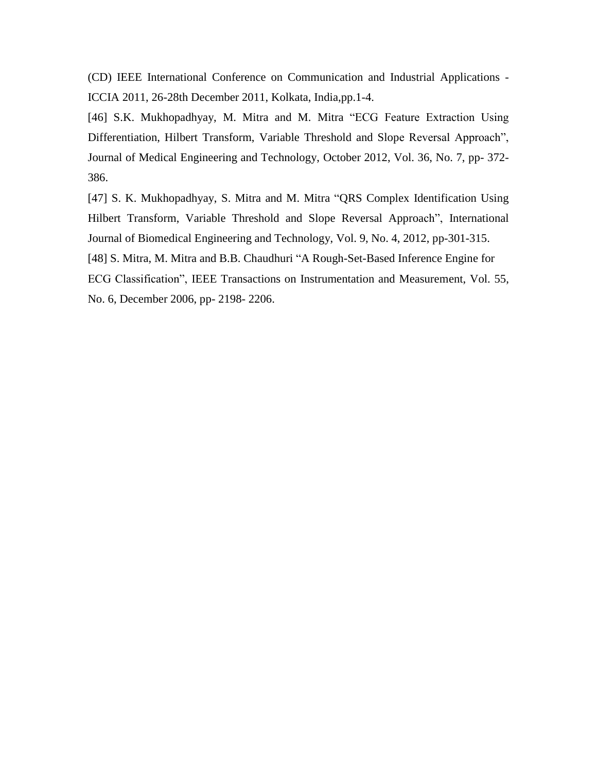(CD) IEEE International Conference on Communication and Industrial Applications - ICCIA 2011, 26-28th December 2011, Kolkata, India,pp.1-4.

[46] S.K. Mukhopadhyay, M. Mitra and M. Mitra "ECG Feature Extraction Using Differentiation, Hilbert Transform, Variable Threshold and Slope Reversal Approach", Journal of Medical Engineering and Technology, October 2012, Vol. 36, No. 7, pp- 372-386.

[47] S. K. Mukhopadhyay, S. Mitra and M. Mitra "QRS Complex Identification Using Hilbert Transform, Variable Threshold and Slope Reversal Approach", International Journal of Biomedical Engineering and Technology, Vol. 9, No. 4, 2012, pp-301-315.

[48] S. Mitra, M. Mitra and B.B. Chaudhuri "A Rough-Set-Based Inference Engine for ECG Classification", IEEE Transactions on Instrumentation and Measurement, Vol. 55, No. 6, December 2006, pp- 2198- 2206.